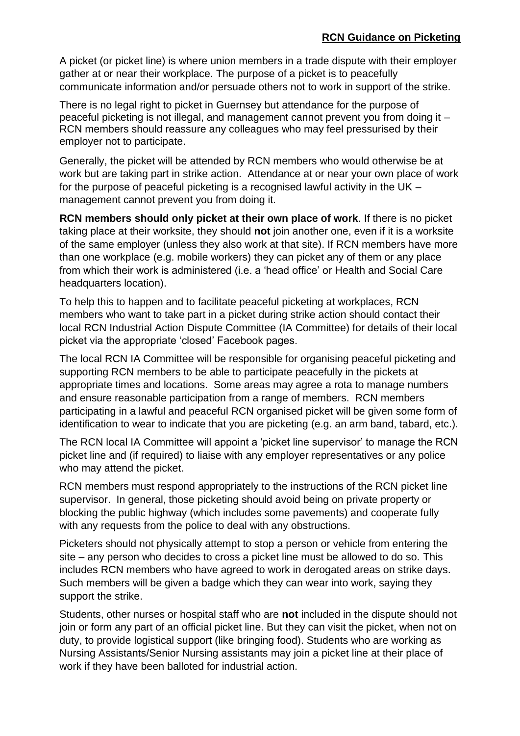## **RCN Guidance on Picketing**

A picket (or picket line) is where union members in a trade dispute with their employer gather at or near their workplace. The purpose of a picket is to peacefully communicate information and/or persuade others not to work in support of the strike.

There is no legal right to picket in Guernsey but attendance for the purpose of peaceful picketing is not illegal, and management cannot prevent you from doing it – RCN members should reassure any colleagues who may feel pressurised by their employer not to participate.

Generally, the picket will be attended by RCN members who would otherwise be at work but are taking part in strike action. Attendance at or near your own place of work for the purpose of peaceful picketing is a recognised lawful activity in the UK – management cannot prevent you from doing it.

**RCN members should only picket at their own place of work**. If there is no picket taking place at their worksite, they should **not** join another one, even if it is a worksite of the same employer (unless they also work at that site). If RCN members have more than one workplace (e.g. mobile workers) they can picket any of them or any place from which their work is administered (i.e. a 'head office' or Health and Social Care headquarters location).

To help this to happen and to facilitate peaceful picketing at workplaces, RCN members who want to take part in a picket during strike action should contact their local RCN Industrial Action Dispute Committee (IA Committee) for details of their local picket via the appropriate 'closed' Facebook pages.

The local RCN IA Committee will be responsible for organising peaceful picketing and supporting RCN members to be able to participate peacefully in the pickets at appropriate times and locations. Some areas may agree a rota to manage numbers and ensure reasonable participation from a range of members. RCN members participating in a lawful and peaceful RCN organised picket will be given some form of identification to wear to indicate that you are picketing (e.g. an arm band, tabard, etc.).

The RCN local IA Committee will appoint a 'picket line supervisor' to manage the RCN picket line and (if required) to liaise with any employer representatives or any police who may attend the picket.

RCN members must respond appropriately to the instructions of the RCN picket line supervisor. In general, those picketing should avoid being on private property or blocking the public highway (which includes some pavements) and cooperate fully with any requests from the police to deal with any obstructions.

Picketers should not physically attempt to stop a person or vehicle from entering the site – any person who decides to cross a picket line must be allowed to do so. This includes RCN members who have agreed to work in derogated areas on strike days. Such members will be given a badge which they can wear into work, saying they support the strike.

Students, other nurses or hospital staff who are **not** included in the dispute should not join or form any part of an official picket line. But they can visit the picket, when not on duty, to provide logistical support (like bringing food). Students who are working as Nursing Assistants/Senior Nursing assistants may join a picket line at their place of work if they have been balloted for industrial action.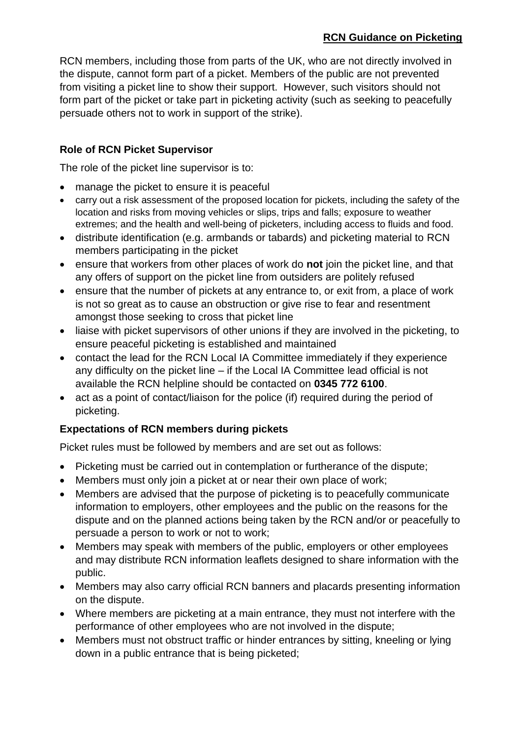RCN members, including those from parts of the UK, who are not directly involved in the dispute, cannot form part of a picket. Members of the public are not prevented from visiting a picket line to show their support. However, such visitors should not form part of the picket or take part in picketing activity (such as seeking to peacefully persuade others not to work in support of the strike).

### Role of RCN Picket Supervisor

The role of the picket line supervisor is to:

- manage the picket to ensure it is peaceful
- carry out a risk assessment of the proposed location for pickets, including the safety of the location and risks from moving vehicles or slips, trips and falls; exposure to weather extremes; and the health and well-being of picketers, including access to fluids and food.
- distribute identification (e.g. armbands or tabards) and picketing material to RCN members participating in the picket
- ensure that workers from other places of work do **not** join the picket line, and that any offers of support on the picket line from outsiders are politely refused
- ensure that the number of pickets at any entrance to, or exit from, a place of work is not so great as to cause an obstruction or give rise to fear and resentment amongst those seeking to cross that picket line
- liaise with picket supervisors of other unions if they are involved in the picketing, to ensure peaceful picketing is established and maintained
- contact the lead for the RCN Local IA Committee immediately if they experience any difficulty on the picket line – if the Local IA Committee lead official is not available the RCN helpline should be contacted on **0345 772 6100**.
- act as a point of contact/liaison for the police (if) required during the period of picketing.

### Expectations of RCN members during pickets

Picket rules must be followed by members and are set out as follows:

- Picketing must be carried out in contemplation or furtherance of the dispute;
- Members must only join a picket at or near their own place of work;
- Members are advised that the purpose of picketing is to peacefully communicate information to employers, other employees and the public on the reasons for the dispute and on the planned actions being taken by the RCN and/or or peacefully to persuade a person to work or not to work;
- Members may speak with members of the public, employers or other employees and may distribute RCN information leaflets designed to share information with the public.
- Members may also carry official RCN banners and placards presenting information on the dispute.
- Where members are picketing at a main entrance, they must not interfere with the performance of other employees who are not involved in the dispute;
- Members must not obstruct traffic or hinder entrances by sitting, kneeling or lying down in a public entrance that is being picketed;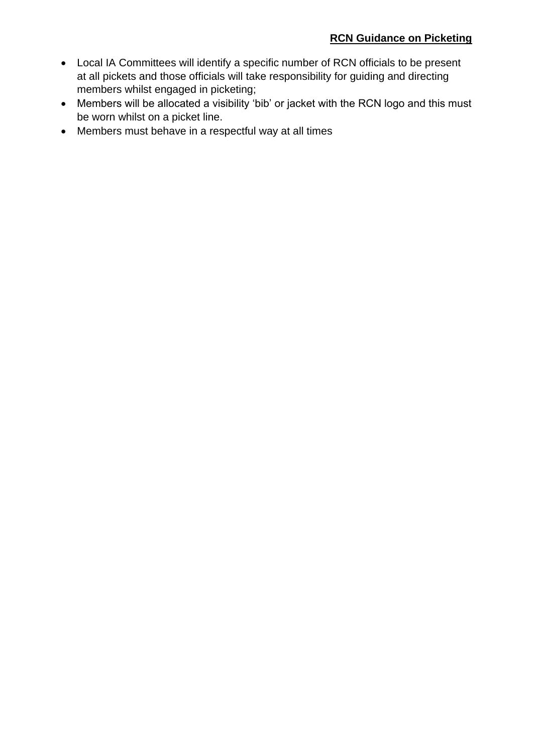- Local IA Committees will identify a specific number of RCN officials to be present at all pickets and those officials will take responsibility for guiding and directing members whilst engaged in picketing;
- Members will be allocated a visibility 'bib' or jacket with the RCN logo and this must be worn whilst on a picket line.
- Members must behave in a respectful way at all times